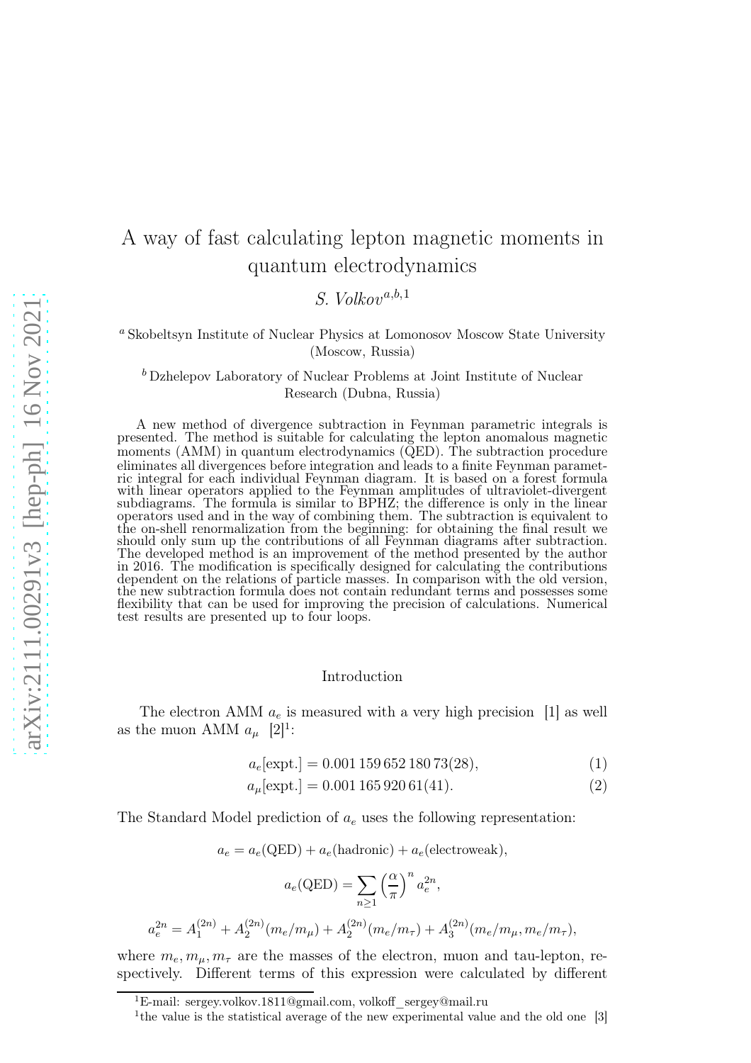# A way of fast calculating lepton magnetic moments in quantum electrodynamics

*S. Volkov*[a,b,1]

[a] Skobeltsyn Institute of Nuclear Physics at Lomonosov Moscow State University (Moscow, Russia)

[b] Dzhelepov Laboratory of Nuclear Problems at Joint Institute of Nuclear Research (Dubna, Russia)

A new method of divergence subtraction in Feynman parametric integrals is presented. The method is suitable for calculating the lepton anomalous magnetic moments (AMM) in quantum electrodynamics (QED). The subtraction procedure eliminates all divergences before integration and leads to a finite Feynman parametric integral for each individual Feynman diagram. It is based on a forest formula with linear operators applied to the Feynman amplitudes of ultraviolet-divergent subdiagrams. The formula is similar to BPHZ; the difference is only in the linear operators used and in the way of combining them. The subtraction is equivalent to the on-shell renormalization from the beginning: for obtaining the final result we should only sum up the contributions of all Feynman diagrams after subtraction. The developed method is an improvement of the method presented by the author in 2016. The modification is specifically designed for calculating the contributions dependent on the relations of particle masses. In comparison with the old version, the new subtraction formula does not contain redundant terms and possesses some flexibility that can be used for improving the precision of calculations. Numerical test results are presented up to four loops.

## Introduction

The electron AMM $a_e$ is measured with a very high precision [1] as well as the muon AMM $a_\mu$ [2][1]:

$$a_e[\text{expt.}] = 0.001\,159\,652\,180\,73(28), \tag{1}$$

$$a_\mu[\text{expt.}] = 0.001\,165\,920\,61(41). \tag{2}$$

The Standard Model prediction of $a_e$ uses the following representation:

$$a_e = a_e(\text{QED}) + a_e(\text{hadronic}) + a_e(\text{electroweak}),$$

$$a_e(\text{QED}) = \sum_{n\geq 1} \left(\frac{\alpha}{\pi}\right)^n a_e^{2n},$$

$$a_e^{2n} = A_1^{(2n)} + A_2^{(2n)}(m_e/m_\mu) + A_2^{(2n)}(m_e/m_\tau) + A_3^{(2n)}(m_e/m_\mu, m_e/m_\tau),$$

where $m_e, m_\mu, m_\tau$ are the masses of the electron, muon and tau-lepton, respectively. Different terms of this expression were calculated by different

[1] E-mail: sergey.volkov.1811@gmail.com, volkoff_sergey@mail.ru

[1] the value is the statistical average of the new experimental value and the old one [3]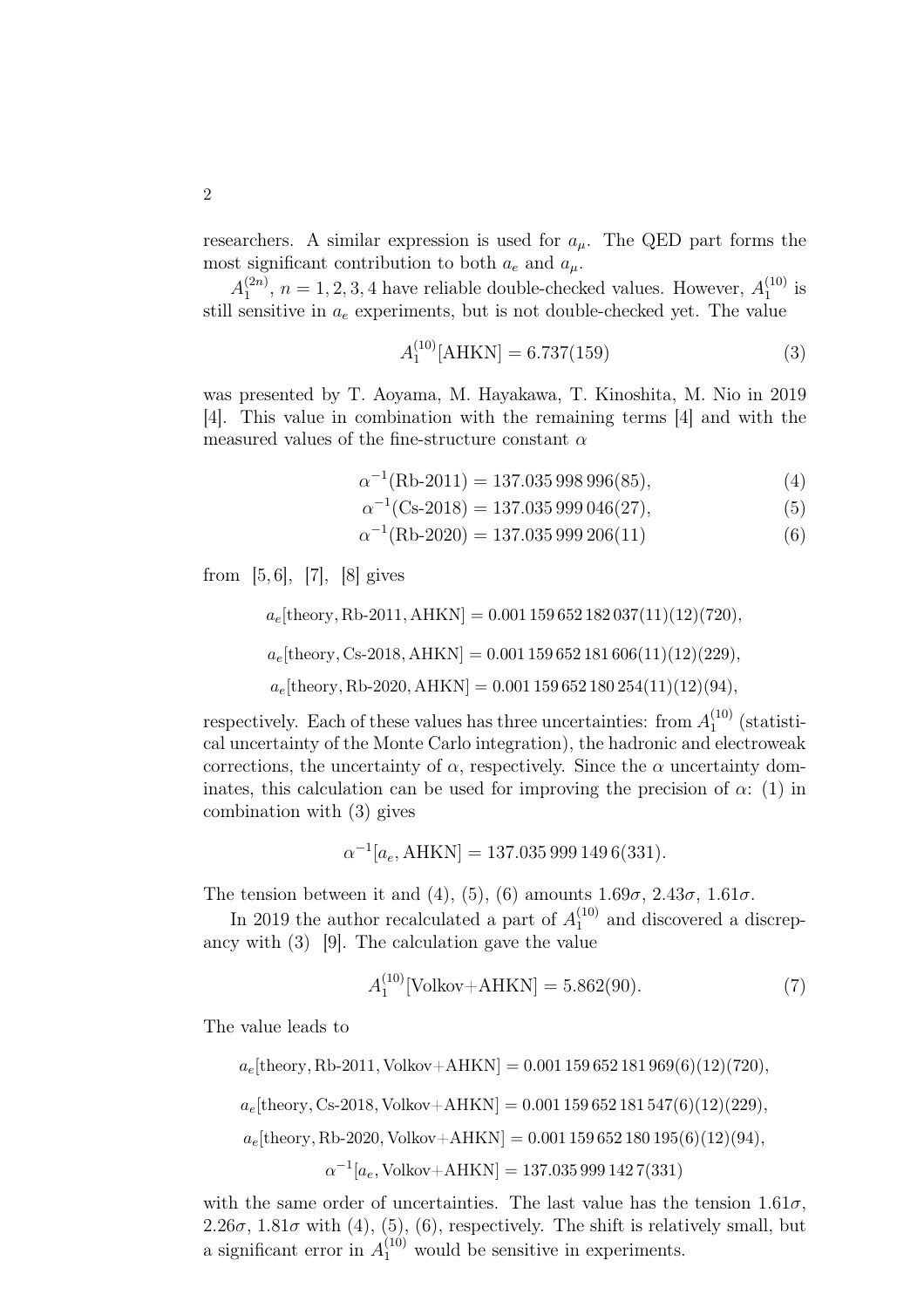researchers. A similar expression is used for $a_\mu$. The QED part forms the most significant contribution to both $a_e$ and $a_\mu$.

$A_1^{(2n)}$, $n = 1, 2, 3, 4$ have reliable double-checked values. However, $A_1^{(10)}$ is still sensitive in $a_e$ experiments, but is not double-checked yet. The value

$$A_1^{(10)}[\text{AHKN}] = 6.737(159) \tag{3}$$

was presented by T. Aoyama, M. Hayakawa, T. Kinoshita, M. Nio in 2019 [4]. This value in combination with the remaining terms [4] and with the measured values of the fine-structure constant $\alpha$

$$\alpha^{-1}(\text{Rb-2011}) = 137.035\,998\,996(85), \tag{4}$$

$$\alpha^{-1}(\text{Cs-2018}) = 137.035\,999\,046(27), \tag{5}$$

$$\alpha^{-1}(\text{Rb-2020}) = 137.035\,999\,206(11) \tag{6}$$

from [5, 6], [7], [8] gives

$$a_e[\text{theory, Rb-2011, AHKN}] = 0.001\,159\,652\,182\,037(11)(12)(720),$$

$$a_e[\text{theory, Cs-2018, AHKN}] = 0.001\,159\,652\,181\,606(11)(12)(229),$$

$$a_e[\text{theory, Rb-2020, AHKN}] = 0.001\,159\,652\,180\,254(11)(12)(94),$$

respectively. Each of these values has three uncertainties: from $A_1^{(10)}$ (statistical uncertainty of the Monte Carlo integration), the hadronic and electroweak corrections, the uncertainty of $\alpha$, respectively. Since the $\alpha$ uncertainty dominates, this calculation can be used for improving the precision of $\alpha$: (1) in combination with (3) gives

$$\alpha^{-1}[a_e, \text{AHKN}] = 137.035\,999\,149\,6(331).$$

The tension between it and (4), (5), (6) amounts $1.69\sigma$, $2.43\sigma$, $1.61\sigma$.

In 2019 the author recalculated a part of $A_1^{(10)}$ and discovered a discrepancy with (3) [9]. The calculation gave the value

$$A_1^{(10)}[\text{Volkov+AHKN}] = 5.862(90). \tag{7}$$

The value leads to

$$a_e[\text{theory, Rb-2011, Volkov+AHKN}] = 0.001\,159\,652\,181\,969(6)(12)(720),$$

$$a_e[\text{theory, Cs-2018, Volkov+AHKN}] = 0.001\,159\,652\,181\,547(6)(12)(229),$$

$$a_e[\text{theory, Rb-2020, Volkov+AHKN}] = 0.001\,159\,652\,180\,195(6)(12)(94),$$

$$\alpha^{-1}[a_e, \text{Volkov+AHKN}] = 137.035\,999\,142\,7(331)$$

with the same order of uncertainties. The last value has the tension $1.61\sigma$, $2.26\sigma$, $1.81\sigma$ with (4), (5), (6), respectively. The shift is relatively small, but a significant error in $A_1^{(10)}$ would be sensitive in experiments.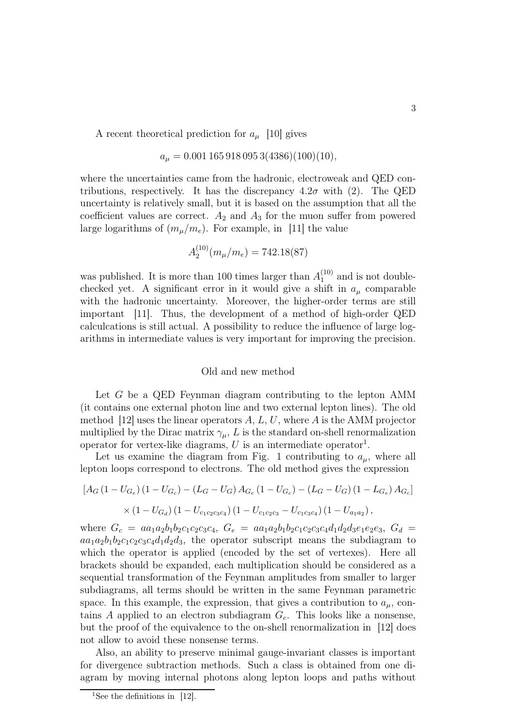A recent theoretical prediction for $a_\mu$ [10] gives

$$a_\mu = 0.001\,165\,918\,095\,3(4386)(100)(10),$$

where the uncertainties came from the hadronic, electroweak and QED contributions, respectively. It has the discrepancy $4.2\sigma$ with (2). The QED uncertainty is relatively small, but it is based on the assumption that all the coefficient values are correct. $A_2$ and $A_3$ for the muon suffer from powered large logarithms of $(m_\mu/m_e)$. For example, in [11] the value

$$A_2^{(10)}(m_\mu/m_e) = 742.18(87)$$

was published. It is more than 100 times larger than $A_1^{(10)}$ and is not double-checked yet. A significant error in it would give a shift in $a_\mu$ comparable with the hadronic uncertainty. Moreover, the higher-order terms are still important [11]. Thus, the development of a method of high-order QED calculcations is still actual. A possibility to reduce the influence of large logarithms in intermediate values is very important for improving the precision.

## Old and new method

Let $G$ be a QED Feynman diagram contributing to the lepton AMM (it contains one external photon line and two external lepton lines). The old method [12] uses the linear operators $A$, $L$, $U$, where $A$ is the AMM projector multiplied by the Dirac matrix $\gamma_\mu$, $L$ is the standard on-shell renormalization operator for vertex-like diagrams, $U$ is an intermediate operator[1].

Let us examine the diagram from Fig. 1 contributing to $a_\mu$, where all lepton loops correspond to electrons. The old method gives the expression

$$\left[A_G\left(1-U_{G_e}\right)\left(1-U_{G_c}\right)-\left(L_G-U_G\right)A_{G_e}\left(1-U_{G_c}\right)-\left(L_G-U_G\right)\left(1-L_{G_e}\right)A_{G_c}\right]$$
$$\times\left(1-U_{G_d}\right)\left(1-U_{c_1c_2c_3c_4}\right)\left(1-U_{c_1c_2c_3}-U_{c_1c_3c_4}\right)\left(1-U_{a_1a_2}\right),$$

where $G_c = aa_1a_2b_1b_2c_1c_2c_3c_4$, $G_e = aa_1a_2b_1b_2c_1c_2c_3c_4d_1d_2d_3e_1e_2e_3$, $G_d = aa_1a_2b_1b_2c_1c_2c_3c_4d_1d_2d_3$, the operator subscript means the subdiagram to which the operator is applied (encoded by the set of vertexes). Here all brackets should be expanded, each multiplication should be considered as a sequential transformation of the Feynman amplitudes from smaller to larger subdiagrams, all terms should be written in the same Feynman parametric space. In this example, the expression, that gives a contribution to $a_\mu$, contains $A$ applied to an electron subdiagram $G_c$. This looks like a nonsense, but the proof of the equivalence to the on-shell renormalization in [12] does not allow to avoid these nonsense terms.

Also, an ability to preserve minimal gauge-invariant classes is important for divergence subtraction methods. Such a class is obtained from one diagram by moving internal photons along lepton loops and paths without

[1] See the definitions in [12].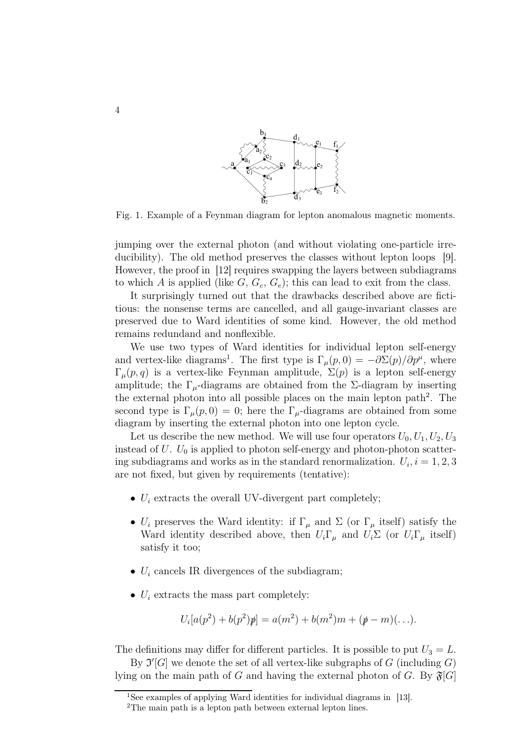Fig. 1. Example of a Feynman diagram for lepton anomalous magnetic moments.

jumping over the external photon (and without violating one-particle irreducibility). The old method preserves the classes without lepton loops [9]. However, the proof in [12] requires swapping the layers between subdiagrams to which $A$ is applied (like $G$, $G_c$, $G_e$); this can lead to exit from the class.

It surprisingly turned out that the drawbacks described above are fictitious: the nonsense terms are cancelled, and all gauge-invariant classes are preserved due to Ward identities of some kind. However, the old method remains redundand and nonflexible.

We use two types of Ward identities for individual lepton self-energy and vertex-like diagrams[1]. The first type is $\Gamma_\mu(p,0) = -\partial\Sigma(p)/\partial p^\mu$, where $\Gamma_\mu(p,q)$ is a vertex-like Feynman amplitude, $\Sigma(p)$ is a lepton self-energy amplitude; the $\Gamma_\mu$-diagrams are obtained from the $\Sigma$-diagram by inserting the external photon into all possible places on the main lepton path[2]. The second type is $\Gamma_\mu(p,0) = 0$; here the $\Gamma_\mu$-diagrams are obtained from some diagram by inserting the external photon into one lepton cycle.

Let us describe the new method. We will use four operators $U_0, U_1, U_2, U_3$ instead of $U$. $U_0$ is applied to photon self-energy and photon-photon scattering subdiagrams and works as in the standard renormalization. $U_i$, $i = 1, 2, 3$ are not fixed, but given by requirements (tentative):

- $U_i$ extracts the overall UV-divergent part completely;
- $U_i$ preserves the Ward identity: if $\Gamma_\mu$ and $\Sigma$ (or $\Gamma_\mu$ itself) satisfy the Ward identity described above, then $U_i\Gamma_\mu$ and $U_i\Sigma$ (or $U_i\Gamma_\mu$ itself) satisfy it too;
- $U_i$ cancels IR divergences of the subdiagram;
- $U_i$ extracts the mass part completely:

$$U_i[a(p^2) + b(p^2)\not{p}] = a(m^2) + b(m^2)m + (\not{p} - m)(\ldots).$$

The definitions may differ for different particles. It is possible to put $U_3 = L$.

By $\mathfrak{I}'[G]$ we denote the set of all vertex-like subgraphs of $G$ (including $G$) lying on the main path of $G$ and having the external photon of $G$. By $\mathfrak{F}[G]$

[1] See examples of applying Ward identities for individual diagrams in [13].

[2] The main path is a lepton path between external lepton lines.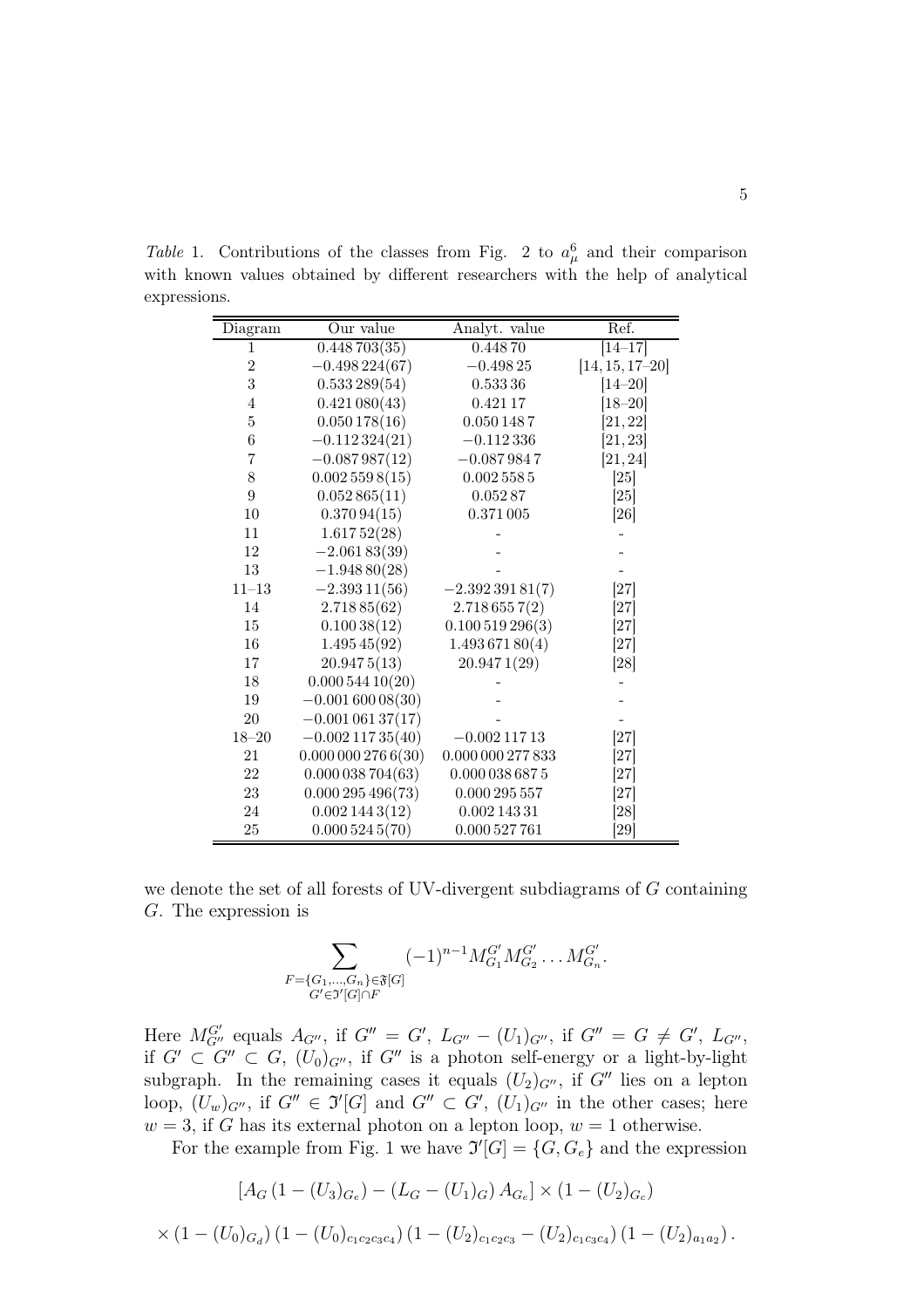*Table* 1. Contributions of the classes from Fig. 2 to $a_\mu^6$ and their comparison with known values obtained by different researchers with the help of analytical expressions.

| Diagram | Our value | Analyt. value | Ref. |
|---|---|---|---|
| 1 | 0.448 703(35) | 0.448 70 | [14–17] |
| 2 | −0.498 224(67) | −0.498 25 | [14, 15, 17–20] |
| 3 | 0.533 289(54) | 0.533 36 | [14–20] |
| 4 | 0.421 080(43) | 0.421 17 | [18–20] |
| 5 | 0.050 178(16) | 0.050 148 7 | [21, 22] |
| 6 | −0.112 324(21) | −0.112 336 | [21, 23] |
| 7 | −0.087 987(12) | −0.087 984 7 | [21, 24] |
| 8 | 0.002 559 8(15) | 0.002 558 5 | [25] |
| 9 | 0.052 865(11) | 0.052 87 | [25] |
| 10 | 0.370 94(15) | 0.371 005 | [26] |
| 11 | 1.617 52(28) | - | - |
| 12 | −2.061 83(39) | - | - |
| 13 | −1.948 80(28) | - | - |
| 11–13 | −2.393 11(56) | −2.392 391 81(7) | [27] |
| 14 | 2.718 85(62) | 2.718 655 7(2) | [27] |
| 15 | 0.100 38(12) | 0.100 519 296(3) | [27] |
| 16 | 1.495 45(92) | 1.493 671 80(4) | [27] |
| 17 | 20.947 5(13) | 20.947 1(29) | [28] |
| 18 | 0.000 544 10(20) | - | - |
| 19 | −0.001 600 08(30) | - | - |
| 20 | −0.001 061 37(17) | - | - |
| 18–20 | −0.002 117 35(40) | −0.002 117 13 | [27] |
| 21 | 0.000 000 276 6(30) | 0.000 000 277 833 | [27] |
| 22 | 0.000 038 704(63) | 0.000 038 687 5 | [27] |
| 23 | 0.000 295 496(73) | 0.000 295 557 | [27] |
| 24 | 0.002 144 3(12) | 0.002 143 31 | [28] |
| 25 | 0.000 524 5(70) | 0.000 527 761 | [29] |

we denote the set of all forests of UV-divergent subdiagrams of $G$ containing $G$. The expression is

$$\sum_{\substack{F=\{G_1,\ldots,G_n\}\in\mathfrak{F}[G]\\ G'\in\mathfrak{I}'[G]\cap F}} (-1)^{n-1} M_{G_1}^{G'} M_{G_2}^{G'} \ldots M_{G_n}^{G'}.$$

Here $M_{G''}^{G'}$ equals $A_{G''}$, if $G''=G'$, $L_{G''}-(U_1)_{G''}$, if $G''=G\neq G'$, $L_{G''}$, if $G'\subset G''\subset G$, $(U_0)_{G''}$, if $G''$ is a photon self-energy or a light-by-light subgraph. In the remaining cases it equals $(U_2)_{G''}$, if $G''$ lies on a lepton loop, $(U_w)_{G''}$, if $G''\in\mathfrak{I}'[G]$ and $G''\subset G'$, $(U_1)_{G''}$ in the other cases; here $w=3$, if $G$ has its external photon on a lepton loop, $w=1$ otherwise.

For the example from Fig. 1 we have $\mathfrak{I}'[G]=\{G,G_e\}$ and the expression

$$[A_G\left(1-(U_3)_{G_e}\right)-\left(L_G-(U_1)_G\right)A_{G_e}]\times\left(1-(U_2)_{G_c}\right)$$

$$\times\left(1-(U_0)_{G_d}\right)\left(1-(U_0)_{c_1c_2c_3c_4}\right)\left(1-(U_2)_{c_1c_2c_3}-(U_2)_{c_1c_3c_4}\right)\left(1-(U_2)_{a_1a_2}\right).$$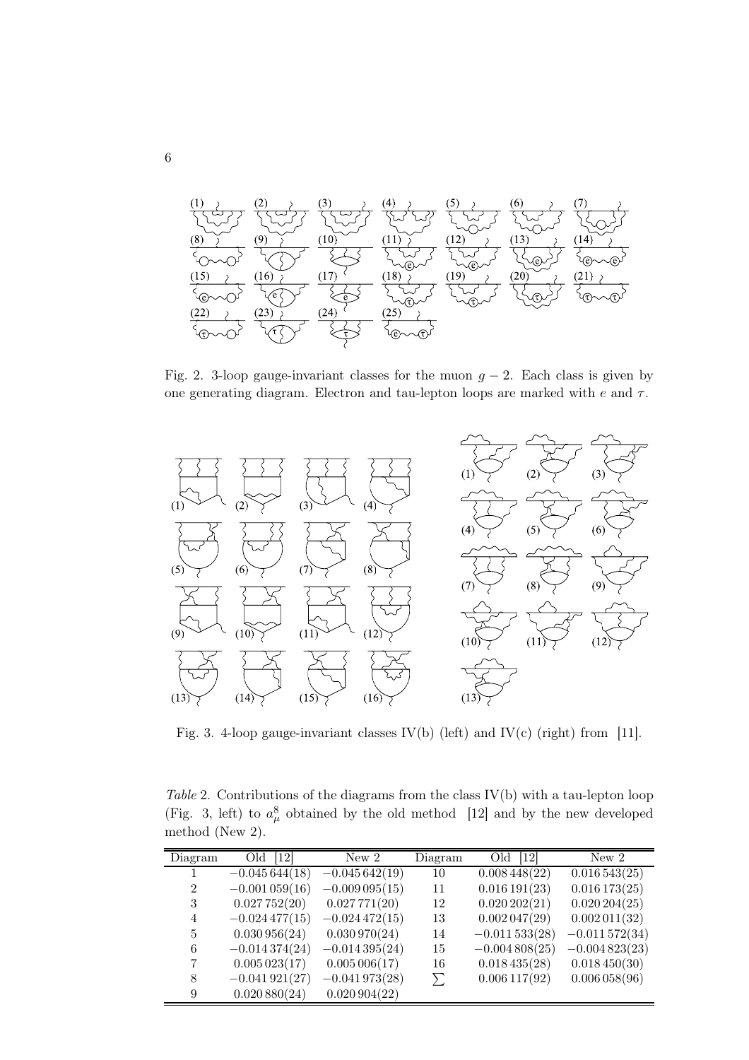Fig. 2. 3-loop gauge-invariant classes for the muon $g-2$. Each class is given by one generating diagram. Electron and tau-lepton loops are marked with $e$ and $\tau$.

Fig. 3. 4-loop gauge-invariant classes IV(b) (left) and IV(c) (right) from [11].

*Table* 2. Contributions of the diagrams from the class IV(b) with a tau-lepton loop (Fig. 3, left) to $a_\mu^8$ obtained by the old method [12] and by the new developed method (New 2).

| Diagram | Old [12] | New 2 | Diagram | Old [12] | New 2 |
|---|---|---|---|---|---|
| 1 | $-0.045\,644(18)$ | $-0.045\,642(19)$ | 10 | $0.008\,448(22)$ | $0.016\,543(25)$ |
| 2 | $-0.001\,059(16)$ | $-0.009\,095(15)$ | 11 | $0.016\,191(23)$ | $0.016\,173(25)$ |
| 3 | $0.027\,752(20)$ | $0.027\,771(20)$ | 12 | $0.020\,202(21)$ | $0.020\,204(25)$ |
| 4 | $-0.024\,477(15)$ | $-0.024\,472(15)$ | 13 | $0.002\,047(29)$ | $0.002\,011(32)$ |
| 5 | $0.030\,956(24)$ | $0.030\,970(24)$ | 14 | $-0.011\,533(28)$ | $-0.011\,572(34)$ |
| 6 | $-0.014\,374(24)$ | $-0.014\,395(24)$ | 15 | $-0.004\,808(25)$ | $-0.004\,823(23)$ |
| 7 | $0.005\,023(17)$ | $0.005\,006(17)$ | 16 | $0.018\,435(28)$ | $0.018\,450(30)$ |
| 8 | $-0.041\,921(27)$ | $-0.041\,973(28)$ | $\sum$ | $0.006\,117(92)$ | $0.006\,058(96)$ |
| 9 | $0.020\,880(24)$ | $0.020\,904(22)$ | | | |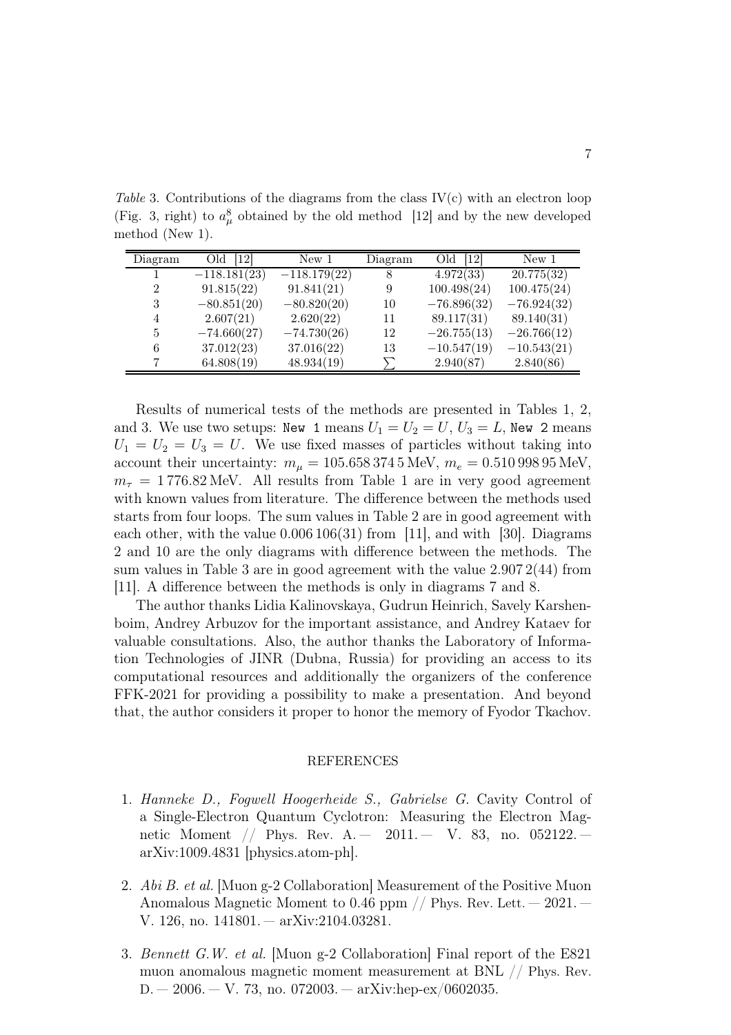*Table* 3. Contributions of the diagrams from the class IV(c) with an electron loop (Fig. 3, right) to $a_\mu^8$ obtained by the old method [12] and by the new developed method (New 1).

| Diagram | Old [12] | New 1 | Diagram | Old [12] | New 1 |
|---|---|---|---|---|---|
| 1 | $-118.181(23)$ | $-118.179(22)$ | 8 | $4.972(33)$ | $20.775(32)$ |
| 2 | $91.815(22)$ | $91.841(21)$ | 9 | $100.498(24)$ | $100.475(24)$ |
| 3 | $-80.851(20)$ | $-80.820(20)$ | 10 | $-76.896(32)$ | $-76.924(32)$ |
| 4 | $2.607(21)$ | $2.620(22)$ | 11 | $89.117(31)$ | $89.140(31)$ |
| 5 | $-74.660(27)$ | $-74.730(26)$ | 12 | $-26.755(13)$ | $-26.766(12)$ |
| 6 | $37.012(23)$ | $37.016(22)$ | 13 | $-10.547(19)$ | $-10.543(21)$ |
| 7 | $64.808(19)$ | $48.934(19)$ | $\sum$ | $2.940(87)$ | $2.840(86)$ |

Results of numerical tests of the methods are presented in Tables 1, 2, and 3. We use two setups: `New 1` means $U_1 = U_2 = U$, $U_3 = L$, `New 2` means $U_1 = U_2 = U_3 = U$. We use fixed masses of particles without taking into account their uncertainty: $m_\mu = 105.658\,374\,5\,\mathrm{MeV}$, $m_e = 0.510\,998\,95\,\mathrm{MeV}$, $m_\tau = 1\,776.82\,\mathrm{MeV}$. All results from Table 1 are in very good agreement with known values from literature. The difference between the methods used starts from four loops. The sum values in Table 2 are in good agreement with each other, with the value $0.006\,106(31)$ from [11], and with [30]. Diagrams 2 and 10 are the only diagrams with difference between the methods. The sum values in Table 3 are in good agreement with the value $2.907\,2(44)$ from [11]. A difference between the methods is only in diagrams 7 and 8.

The author thanks Lidia Kalinovskaya, Gudrun Heinrich, Savely Karshenboim, Andrey Arbuzov for the important assistance, and Andrey Kataev for valuable consultations. Also, the author thanks the Laboratory of Information Technologies of JINR (Dubna, Russia) for providing an access to its computational resources and additionally the organizers of the conference FFK-2021 for providing a possibility to make a presentation. And beyond that, the author considers it proper to honor the memory of Fyodor Tkachov.

## REFERENCES

1. *Hanneke D., Fogwell Hoogerheide S., Gabrielse G.* Cavity Control of a Single-Electron Quantum Cyclotron: Measuring the Electron Magnetic Moment // Phys. Rev. A. — 2011. — V. 83, no. 052122. — arXiv:1009.4831 [physics.atom-ph].

2. *Abi B. et al.* [Muon g-2 Collaboration] Measurement of the Positive Muon Anomalous Magnetic Moment to 0.46 ppm // Phys. Rev. Lett. — 2021. — V. 126, no. 141801. — arXiv:2104.03281.

3. *Bennett G.W. et al.* [Muon g-2 Collaboration] Final report of the E821 muon anomalous magnetic moment measurement at BNL // Phys. Rev. D. — 2006. — V. 73, no. 072003. — arXiv:hep-ex/0602035.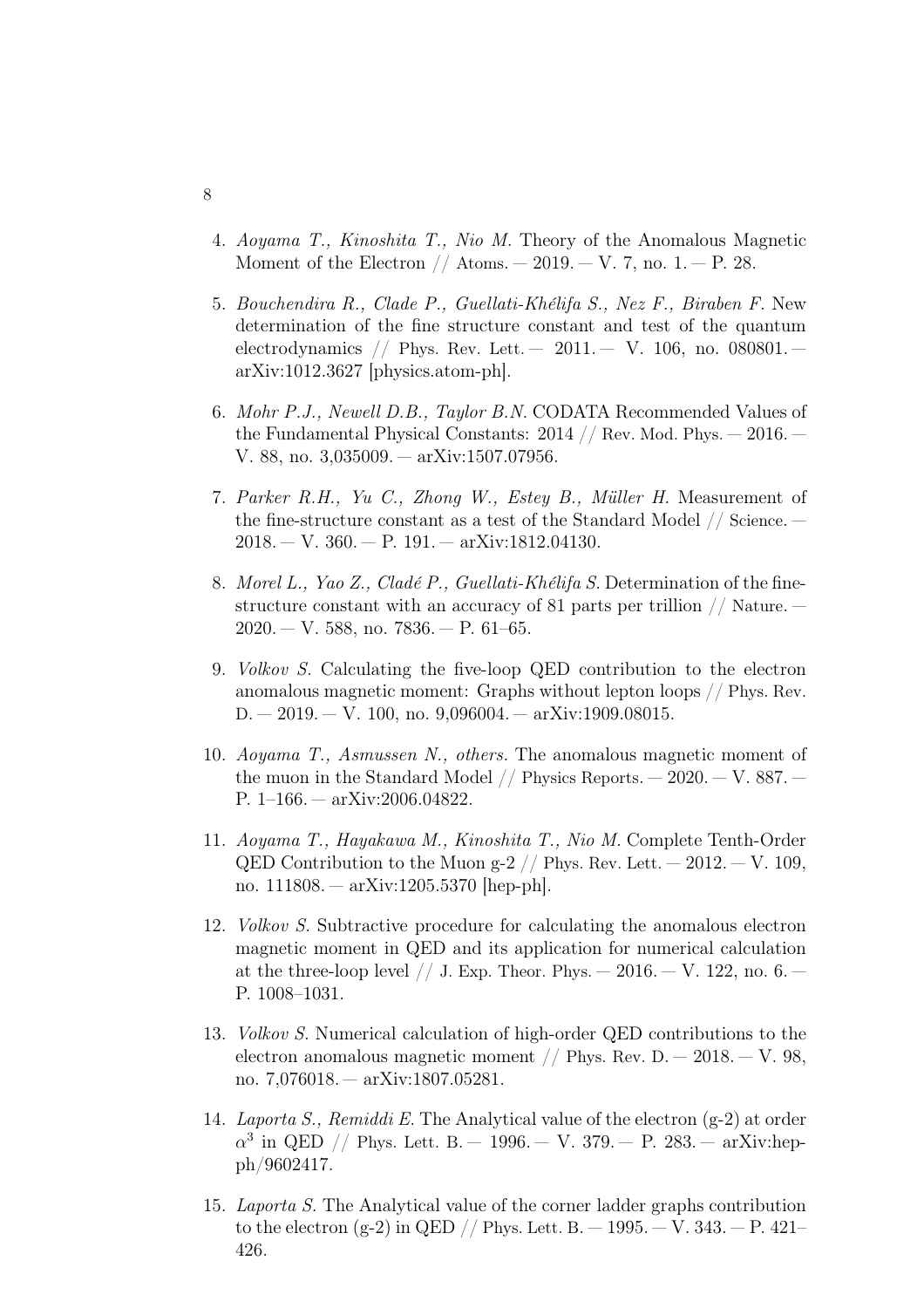4. *Aoyama T., Kinoshita T., Nio M.* Theory of the Anomalous Magnetic Moment of the Electron // Atoms. — 2019. — V. 7, no. 1. — P. 28.

5. *Bouchendira R., Clade P., Guellati-Khélifa S., Nez F., Biraben F.* New determination of the fine structure constant and test of the quantum electrodynamics // Phys. Rev. Lett. — 2011. — V. 106, no. 080801. — arXiv:1012.3627 [physics.atom-ph].

6. *Mohr P.J., Newell D.B., Taylor B.N.* CODATA Recommended Values of the Fundamental Physical Constants: 2014 // Rev. Mod. Phys. — 2016. — V. 88, no. 3,035009. — arXiv:1507.07956.

7. *Parker R.H., Yu C., Zhong W., Estey B., Müller H.* Measurement of the fine-structure constant as a test of the Standard Model // Science. — 2018. — V. 360. — P. 191. — arXiv:1812.04130.

8. *Morel L., Yao Z., Cladé P., Guellati-Khélifa S.* Determination of the fine-structure constant with an accuracy of 81 parts per trillion // Nature. — 2020. — V. 588, no. 7836. — P. 61–65.

9. *Volkov S.* Calculating the five-loop QED contribution to the electron anomalous magnetic moment: Graphs without lepton loops // Phys. Rev. D. — 2019. — V. 100, no. 9,096004. — arXiv:1909.08015.

10. *Aoyama T., Asmussen N., others.* The anomalous magnetic moment of the muon in the Standard Model // Physics Reports. — 2020. — V. 887. — P. 1–166. — arXiv:2006.04822.

11. *Aoyama T., Hayakawa M., Kinoshita T., Nio M.* Complete Tenth-Order QED Contribution to the Muon g-2 // Phys. Rev. Lett. — 2012. — V. 109, no. 111808. — arXiv:1205.5370 [hep-ph].

12. *Volkov S.* Subtractive procedure for calculating the anomalous electron magnetic moment in QED and its application for numerical calculation at the three-loop level // J. Exp. Theor. Phys. — 2016. — V. 122, no. 6. — P. 1008–1031.

13. *Volkov S.* Numerical calculation of high-order QED contributions to the electron anomalous magnetic moment // Phys. Rev. D. — 2018. — V. 98, no. 7,076018. — arXiv:1807.05281.

14. *Laporta S., Remiddi E.* The Analytical value of the electron (g-2) at order $\alpha^3$ in QED // Phys. Lett. B. — 1996. — V. 379. — P. 283. — arXiv:hep-ph/9602417.

15. *Laporta S.* The Analytical value of the corner ladder graphs contribution to the electron (g-2) in QED // Phys. Lett. B. — 1995. — V. 343. — P. 421–426.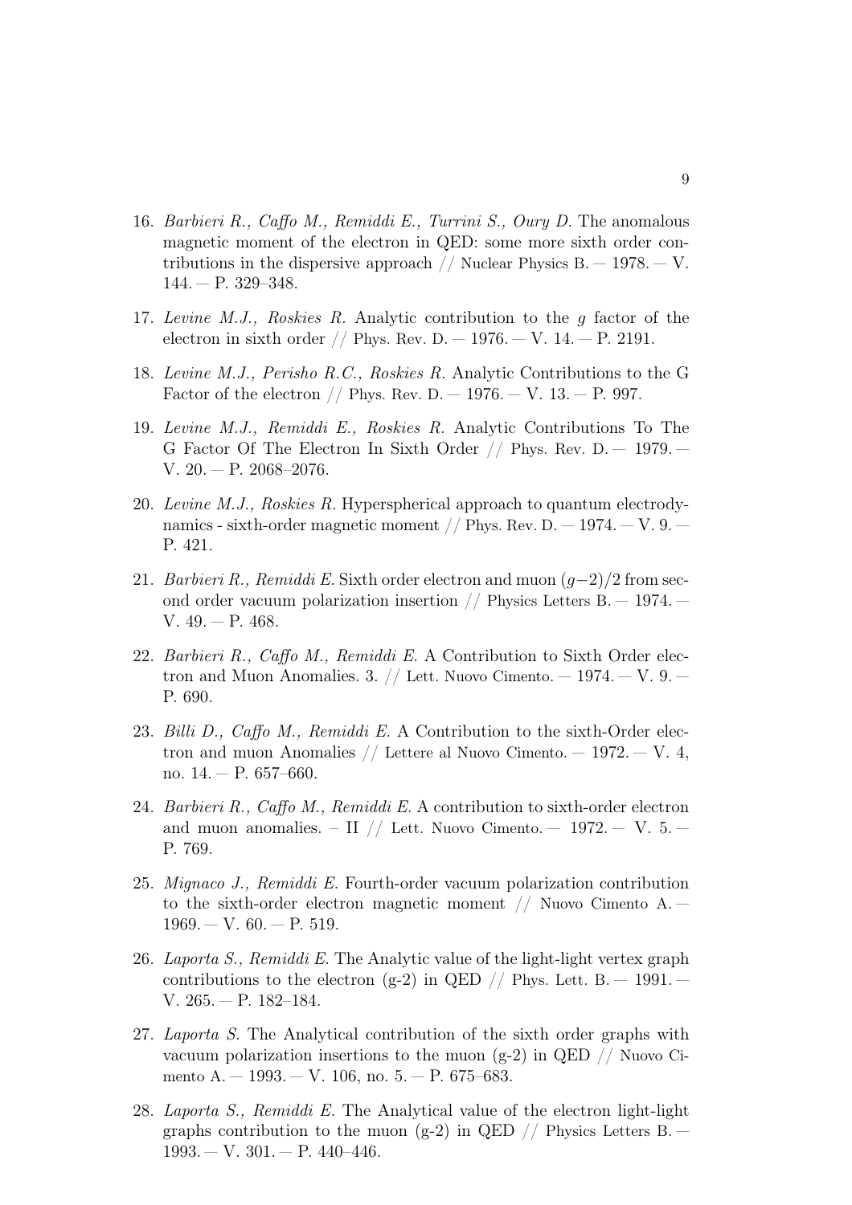16. *Barbieri R., Caffo M., Remiddi E., Turrini S., Oury D.* The anomalous magnetic moment of the electron in QED: some more sixth order contributions in the dispersive approach // Nuclear Physics B. — 1978. — V. 144. — P. 329–348.

17. *Levine M.J., Roskies R.* Analytic contribution to the $g$ factor of the electron in sixth order // Phys. Rev. D. — 1976. — V. 14. — P. 2191.

18. *Levine M.J., Perisho R.C., Roskies R.* Analytic Contributions to the G Factor of the electron // Phys. Rev. D. — 1976. — V. 13. — P. 997.

19. *Levine M.J., Remiddi E., Roskies R.* Analytic Contributions To The G Factor Of The Electron In Sixth Order // Phys. Rev. D. — 1979. — V. 20. — P. 2068–2076.

20. *Levine M.J., Roskies R.* Hyperspherical approach to quantum electrodynamics - sixth-order magnetic moment // Phys. Rev. D. — 1974. — V. 9. — P. 421.

21. *Barbieri R., Remiddi E.* Sixth order electron and muon $(g-2)/2$ from second order vacuum polarization insertion // Physics Letters B. — 1974. — V. 49. — P. 468.

22. *Barbieri R., Caffo M., Remiddi E.* A Contribution to Sixth Order electron and Muon Anomalies. 3. // Lett. Nuovo Cimento. — 1974. — V. 9. — P. 690.

23. *Billi D., Caffo M., Remiddi E.* A Contribution to the sixth-Order electron and muon Anomalies // Lettere al Nuovo Cimento. — 1972. — V. 4, no. 14. — P. 657–660.

24. *Barbieri R., Caffo M., Remiddi E.* A contribution to sixth-order electron and muon anomalies. – II // Lett. Nuovo Cimento. — 1972. — V. 5. — P. 769.

25. *Mignaco J., Remiddi E.* Fourth-order vacuum polarization contribution to the sixth-order electron magnetic moment // Nuovo Cimento A. — 1969. — V. 60. — P. 519.

26. *Laporta S., Remiddi E.* The Analytic value of the light-light vertex graph contributions to the electron (g-2) in QED // Phys. Lett. B. — 1991. — V. 265. — P. 182–184.

27. *Laporta S.* The Analytical contribution of the sixth order graphs with vacuum polarization insertions to the muon (g-2) in QED // Nuovo Cimento A. — 1993. — V. 106, no. 5. — P. 675–683.

28. *Laporta S., Remiddi E.* The Analytical value of the electron light-light graphs contribution to the muon (g-2) in QED // Physics Letters B. — 1993. — V. 301. — P. 440–446.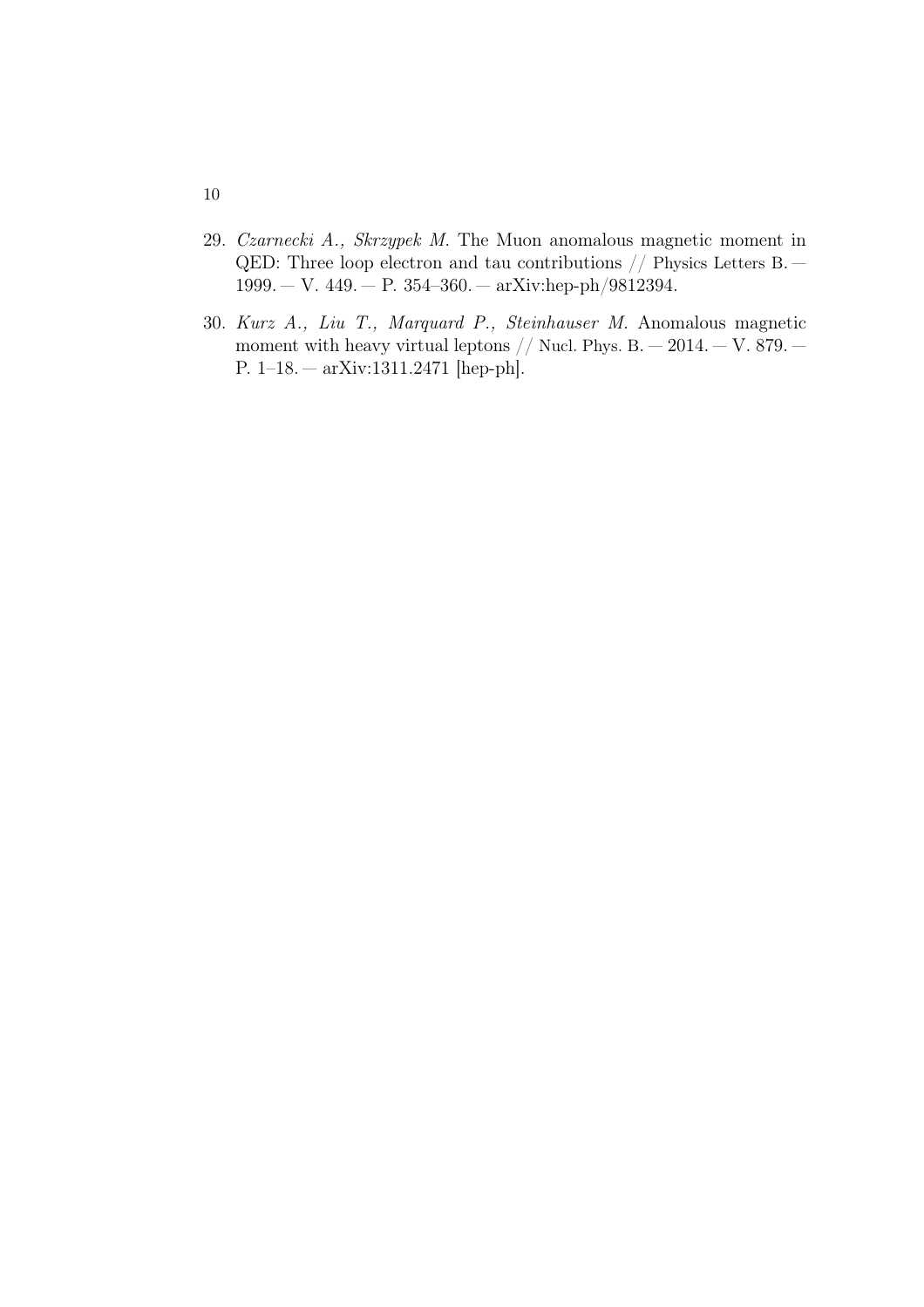29. *Czarnecki A., Skrzypek M.* The Muon anomalous magnetic moment in QED: Three loop electron and tau contributions // Physics Letters B. — 1999. — V. 449. — P. 354–360. — arXiv:hep-ph/9812394.

30. *Kurz A., Liu T., Marquard P., Steinhauser M.* Anomalous magnetic moment with heavy virtual leptons // Nucl. Phys. B. — 2014. — V. 879. — P. 1–18. — arXiv:1311.2471 [hep-ph].